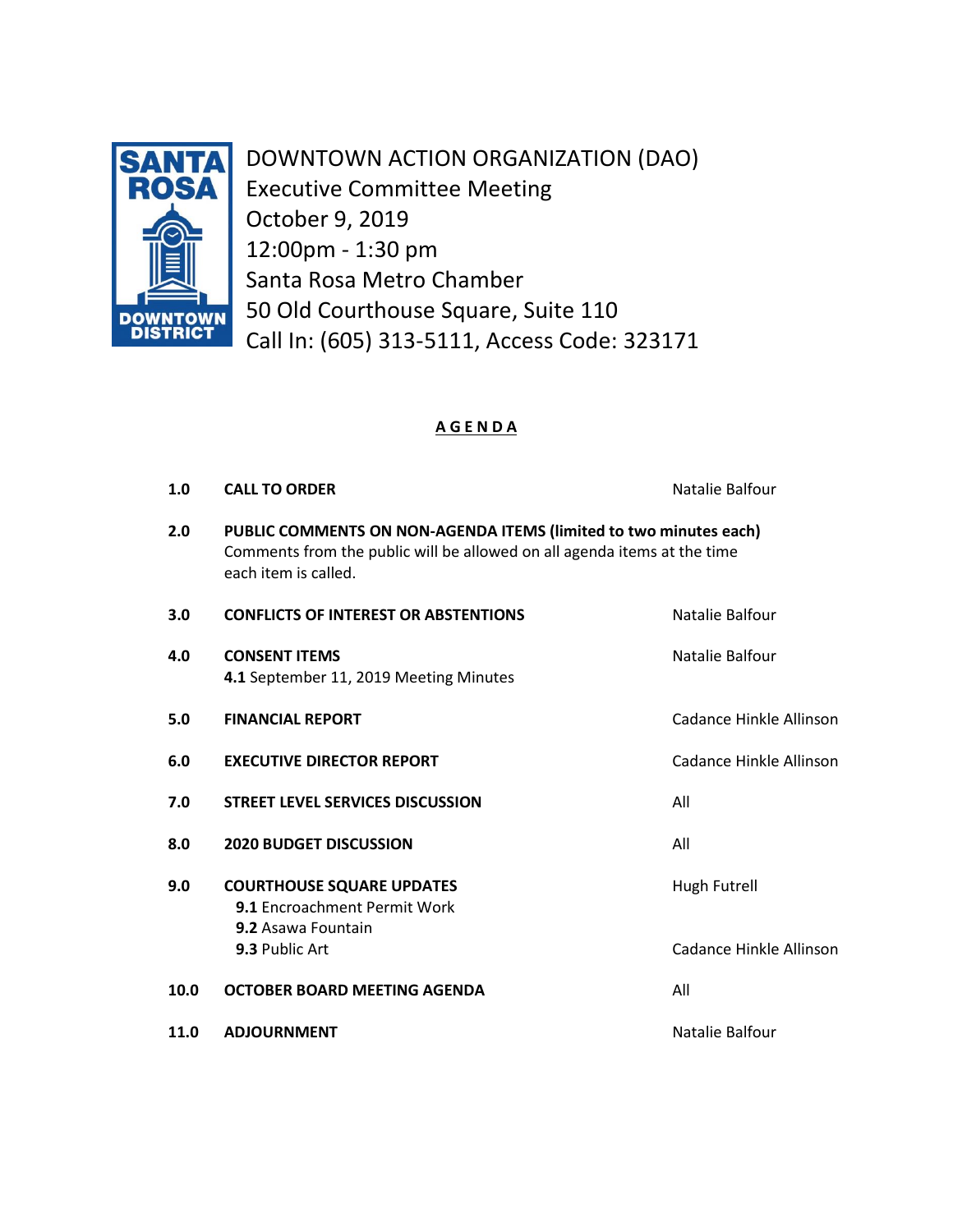SANTA ROSA DOWNTOWN DISTRICT

# DOWNTOWN ACTION ORGANIZATION (DAO)

Executive Committee Meeting
October 9, 2019
12:00pm - 1:30 pm
Santa Rosa Metro Chamber
50 Old Courthouse Square, Suite 110
Call In: (605) 313-5111, Access Code: 323171

## AGENDA

| | | |
|---|---|---|
| **1.0** | **CALL TO ORDER** | Natalie Balfour |
| **2.0** | **PUBLIC COMMENTS ON NON-AGENDA ITEMS (limited to two minutes each)** Comments from the public will be allowed on all agenda items at the time each item is called. | |
| **3.0** | **CONFLICTS OF INTEREST OR ABSTENTIONS** | Natalie Balfour |
| **4.0** | **CONSENT ITEMS** **4.1** September 11, 2019 Meeting Minutes | Natalie Balfour |
| **5.0** | **FINANCIAL REPORT** | Cadance Hinkle Allinson |
| **6.0** | **EXECUTIVE DIRECTOR REPORT** | Cadance Hinkle Allinson |
| **7.0** | **STREET LEVEL SERVICES DISCUSSION** | All |
| **8.0** | **2020 BUDGET DISCUSSION** | All |
| **9.0** | **COURTHOUSE SQUARE UPDATES** **9.1** Encroachment Permit Work **9.2** Asawa Fountain | Hugh Futrell |
| | **9.3** Public Art | Cadance Hinkle Allinson |
| **10.0** | **OCTOBER BOARD MEETING AGENDA** | All |
| **11.0** | **ADJOURNMENT** | Natalie Balfour |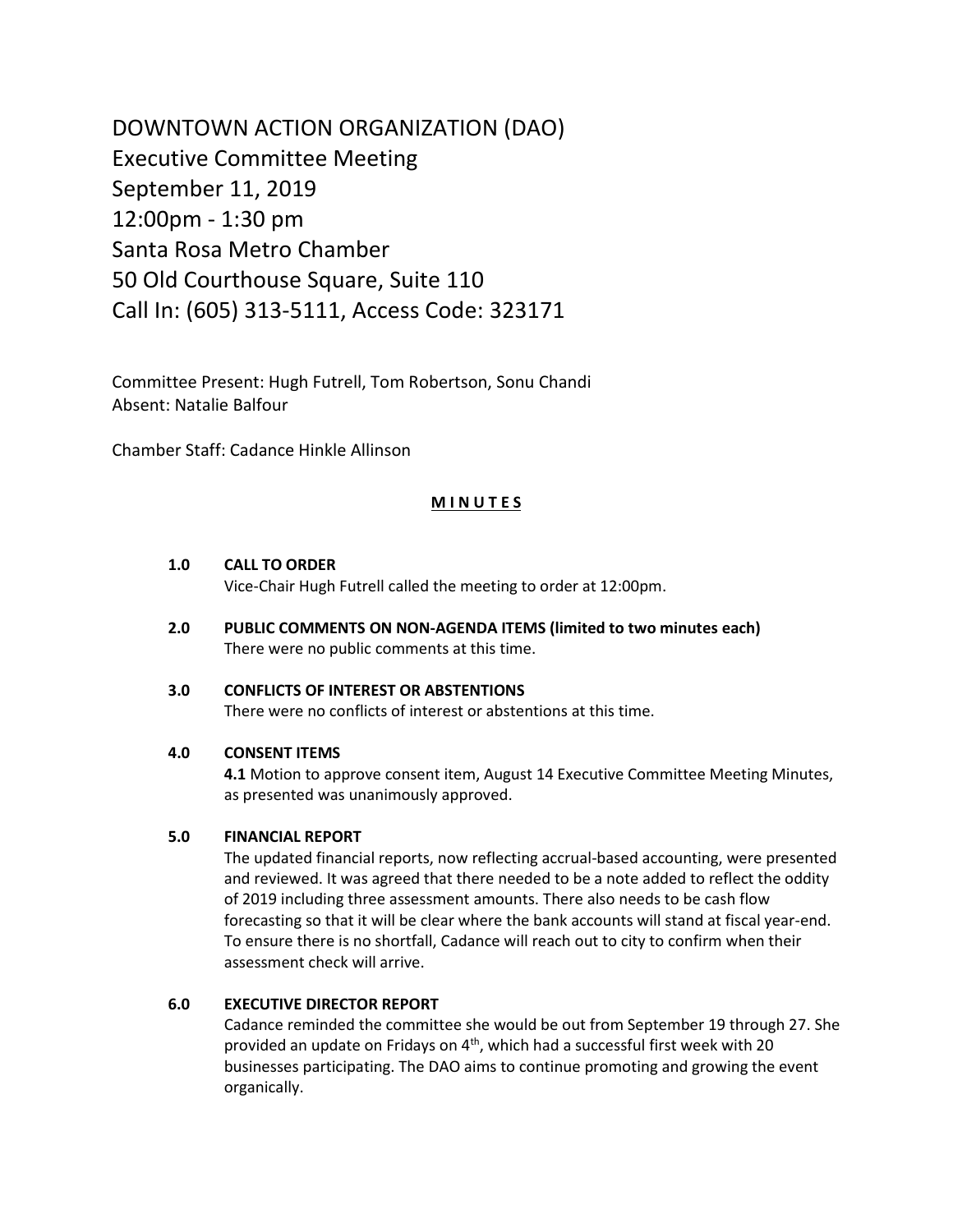DOWNTOWN ACTION ORGANIZATION (DAO)
Executive Committee Meeting
September 11, 2019
12:00pm - 1:30 pm
Santa Rosa Metro Chamber
50 Old Courthouse Square, Suite 110
Call In: (605) 313-5111, Access Code: 323171

Committee Present: Hugh Futrell, Tom Robertson, Sonu Chandi
Absent: Natalie Balfour

Chamber Staff: Cadance Hinkle Allinson

**M I N U T E S**

**1.0 CALL TO ORDER**
Vice-Chair Hugh Futrell called the meeting to order at 12:00pm.

**2.0 PUBLIC COMMENTS ON NON-AGENDA ITEMS (limited to two minutes each)**
There were no public comments at this time.

**3.0 CONFLICTS OF INTEREST OR ABSTENTIONS**
There were no conflicts of interest or abstentions at this time.

**4.0 CONSENT ITEMS**
**4.1** Motion to approve consent item, August 14 Executive Committee Meeting Minutes, as presented was unanimously approved.

**5.0 FINANCIAL REPORT**
The updated financial reports, now reflecting accrual-based accounting, were presented and reviewed. It was agreed that there needed to be a note added to reflect the oddity of 2019 including three assessment amounts. There also needs to be cash flow forecasting so that it will be clear where the bank accounts will stand at fiscal year-end. To ensure there is no shortfall, Cadance will reach out to city to confirm when their assessment check will arrive.

**6.0 EXECUTIVE DIRECTOR REPORT**
Cadance reminded the committee she would be out from September 19 through 27. She provided an update on Fridays on 4th, which had a successful first week with 20 businesses participating. The DAO aims to continue promoting and growing the event organically.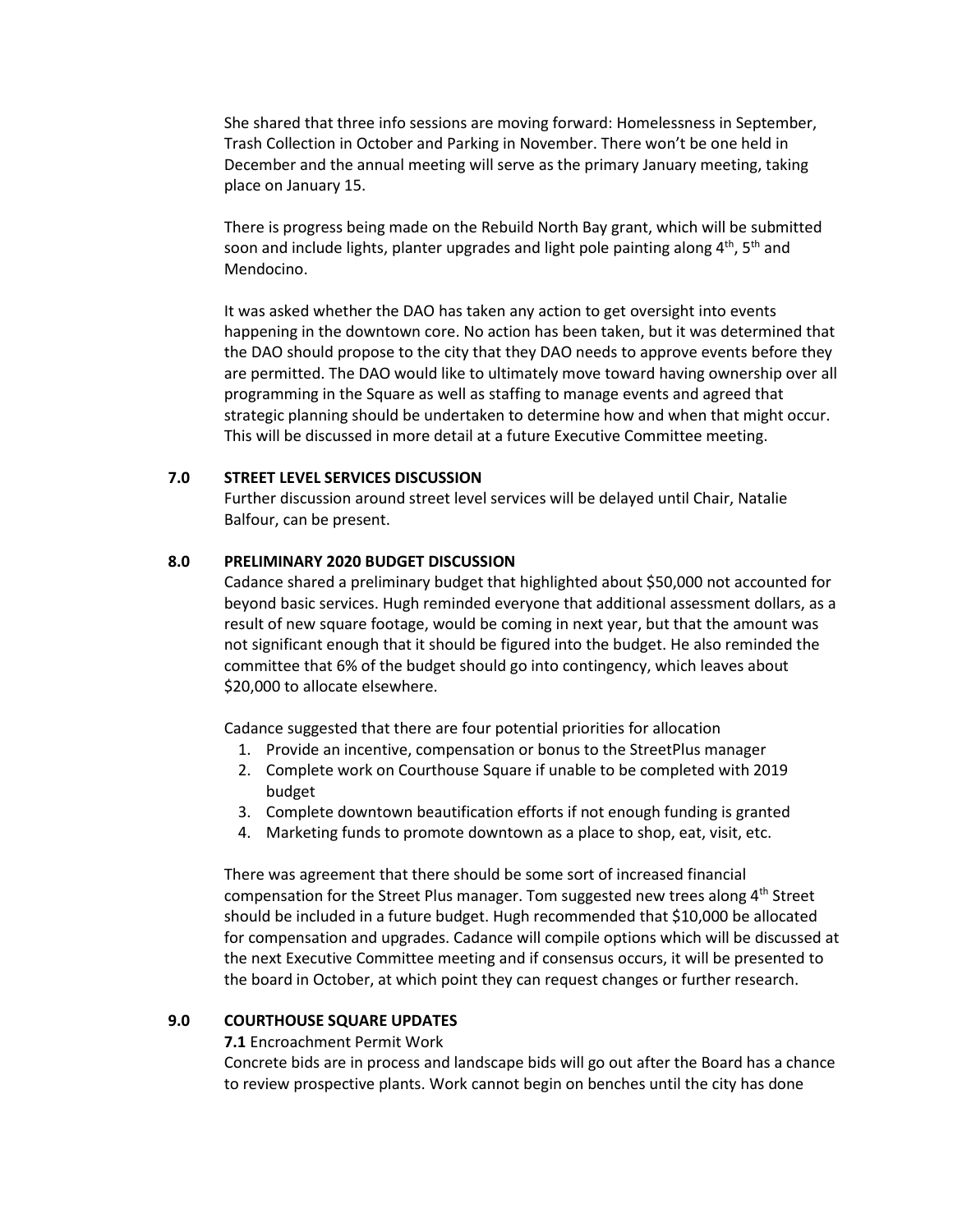She shared that three info sessions are moving forward: Homelessness in September, Trash Collection in October and Parking in November. There won't be one held in December and the annual meeting will serve as the primary January meeting, taking place on January 15.

There is progress being made on the Rebuild North Bay grant, which will be submitted soon and include lights, planter upgrades and light pole painting along 4th, 5th and Mendocino.

It was asked whether the DAO has taken any action to get oversight into events happening in the downtown core. No action has been taken, but it was determined that the DAO should propose to the city that they DAO needs to approve events before they are permitted. The DAO would like to ultimately move toward having ownership over all programming in the Square as well as staffing to manage events and agreed that strategic planning should be undertaken to determine how and when that might occur. This will be discussed in more detail at a future Executive Committee meeting.

## 7.0 STREET LEVEL SERVICES DISCUSSION

Further discussion around street level services will be delayed until Chair, Natalie Balfour, can be present.

## 8.0 PRELIMINARY 2020 BUDGET DISCUSSION

Cadance shared a preliminary budget that highlighted about $50,000 not accounted for beyond basic services. Hugh reminded everyone that additional assessment dollars, as a result of new square footage, would be coming in next year, but that the amount was not significant enough that it should be figured into the budget. He also reminded the committee that 6% of the budget should go into contingency, which leaves about $20,000 to allocate elsewhere.

Cadance suggested that there are four potential priorities for allocation

1. Provide an incentive, compensation or bonus to the StreetPlus manager
2. Complete work on Courthouse Square if unable to be completed with 2019 budget
3. Complete downtown beautification efforts if not enough funding is granted
4. Marketing funds to promote downtown as a place to shop, eat, visit, etc.

There was agreement that there should be some sort of increased financial compensation for the Street Plus manager. Tom suggested new trees along 4th Street should be included in a future budget. Hugh recommended that $10,000 be allocated for compensation and upgrades. Cadance will compile options which will be discussed at the next Executive Committee meeting and if consensus occurs, it will be presented to the board in October, at which point they can request changes or further research.

## 9.0 COURTHOUSE SQUARE UPDATES

**7.1** Encroachment Permit Work

Concrete bids are in process and landscape bids will go out after the Board has a chance to review prospective plants. Work cannot begin on benches until the city has done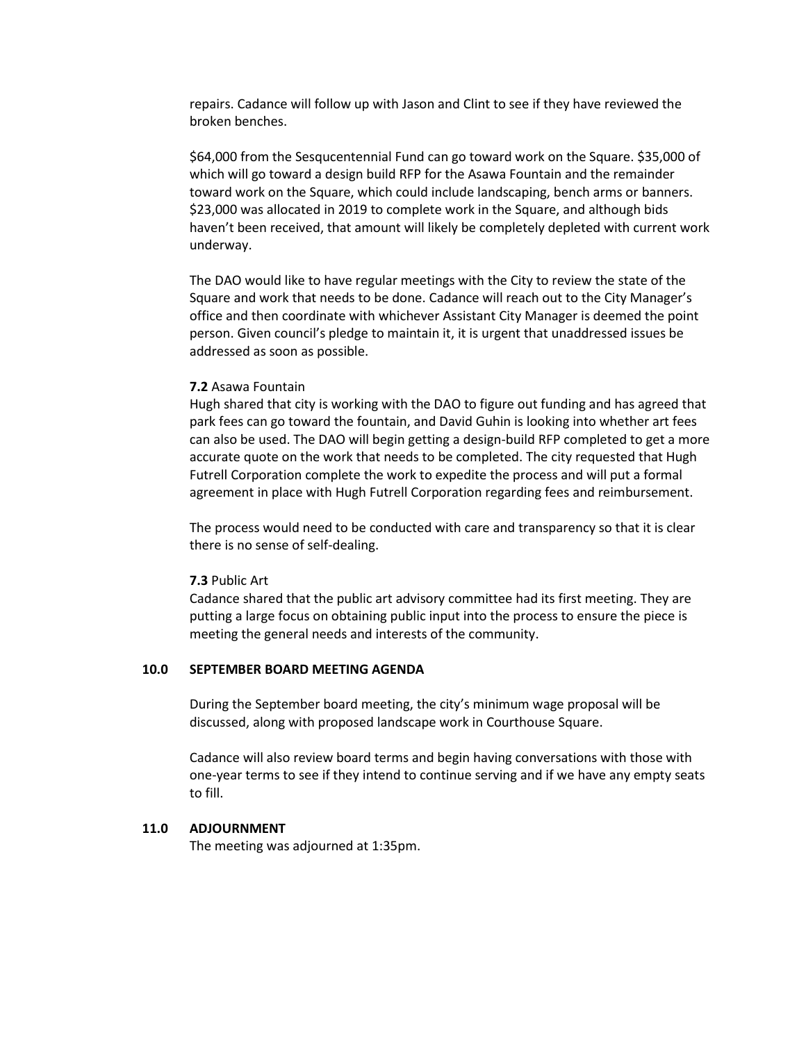repairs. Cadance will follow up with Jason and Clint to see if they have reviewed the broken benches.

$64,000 from the Sesqucentennial Fund can go toward work on the Square. $35,000 of which will go toward a design build RFP for the Asawa Fountain and the remainder toward work on the Square, which could include landscaping, bench arms or banners. $23,000 was allocated in 2019 to complete work in the Square, and although bids haven't been received, that amount will likely be completely depleted with current work underway.

The DAO would like to have regular meetings with the City to review the state of the Square and work that needs to be done. Cadance will reach out to the City Manager's office and then coordinate with whichever Assistant City Manager is deemed the point person. Given council's pledge to maintain it, it is urgent that unaddressed issues be addressed as soon as possible.

**7.2** Asawa Fountain

Hugh shared that city is working with the DAO to figure out funding and has agreed that park fees can go toward the fountain, and David Guhin is looking into whether art fees can also be used. The DAO will begin getting a design-build RFP completed to get a more accurate quote on the work that needs to be completed. The city requested that Hugh Futrell Corporation complete the work to expedite the process and will put a formal agreement in place with Hugh Futrell Corporation regarding fees and reimbursement.

The process would need to be conducted with care and transparency so that it is clear there is no sense of self-dealing.

**7.3** Public Art

Cadance shared that the public art advisory committee had its first meeting. They are putting a large focus on obtaining public input into the process to ensure the piece is meeting the general needs and interests of the community.

## 10.0 SEPTEMBER BOARD MEETING AGENDA

During the September board meeting, the city's minimum wage proposal will be discussed, along with proposed landscape work in Courthouse Square.

Cadance will also review board terms and begin having conversations with those with one-year terms to see if they intend to continue serving and if we have any empty seats to fill.

## 11.0 ADJOURNMENT

The meeting was adjourned at 1:35pm.